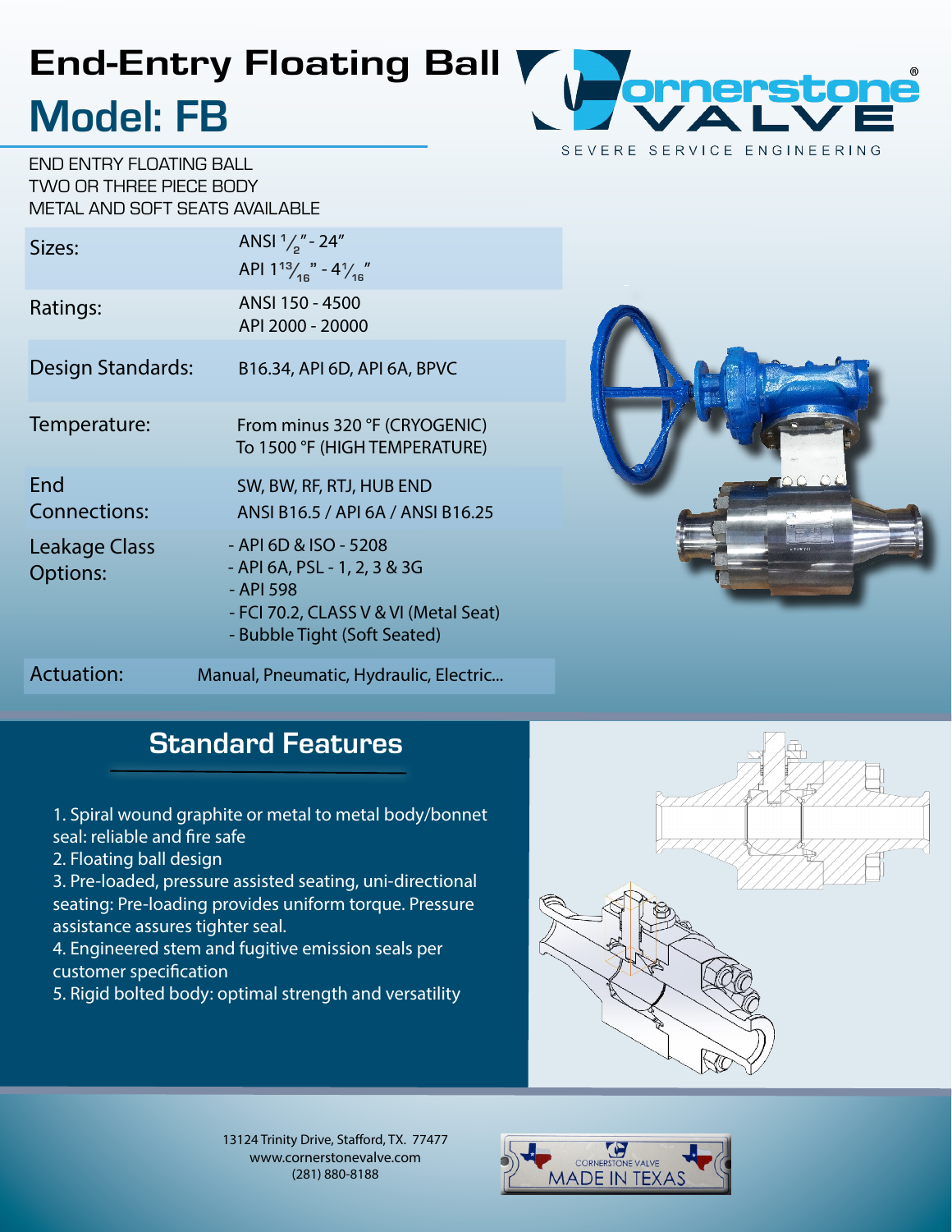# End-Entry Floating Ball

# Model: FB

END ENTRY FLOATING BALL
TWO OR THREE PIECE BODY
METAL AND SOFT SEATS AVAILABLE

| | |
|---|---|
| Sizes: | ANSI $^1/_2$" - 24"<br>API $1^{13}/_{16}$" - $4^1/_{16}$" |
| Ratings: | ANSI 150 - 4500<br>API 2000 - 20000 |
| Design Standards: | B16.34, API 6D, API 6A, BPVC |
| Temperature: | From minus 320 °F (CRYOGENIC)<br>To 1500 °F (HIGH TEMPERATURE) |
| End Connections: | SW, BW, RF, RTJ, HUB END<br>ANSI B16.5 / API 6A / ANSI B16.25 |
| Leakage Class Options: | - API 6D & ISO - 5208<br>- API 6A, PSL - 1, 2, 3 & 3G<br>- API 598<br>- FCI 70.2, CLASS V & VI (Metal Seat)<br>- Bubble Tight (Soft Seated) |
| Actuation: | Manual, Pneumatic, Hydraulic, Electric... |

## Standard Features

1. Spiral wound graphite or metal to metal body/bonnet seal: reliable and fire safe
2. Floating ball design
3. Pre-loaded, pressure assisted seating, uni-directional seating: Pre-loading provides uniform torque. Pressure assistance assures tighter seal.
4. Engineered stem and fugitive emission seals per customer specification
5. Rigid bolted body: optimal strength and versatility

13124 Trinity Drive, Stafford, TX. 77477
www.cornerstonevalve.com
(281) 880-8188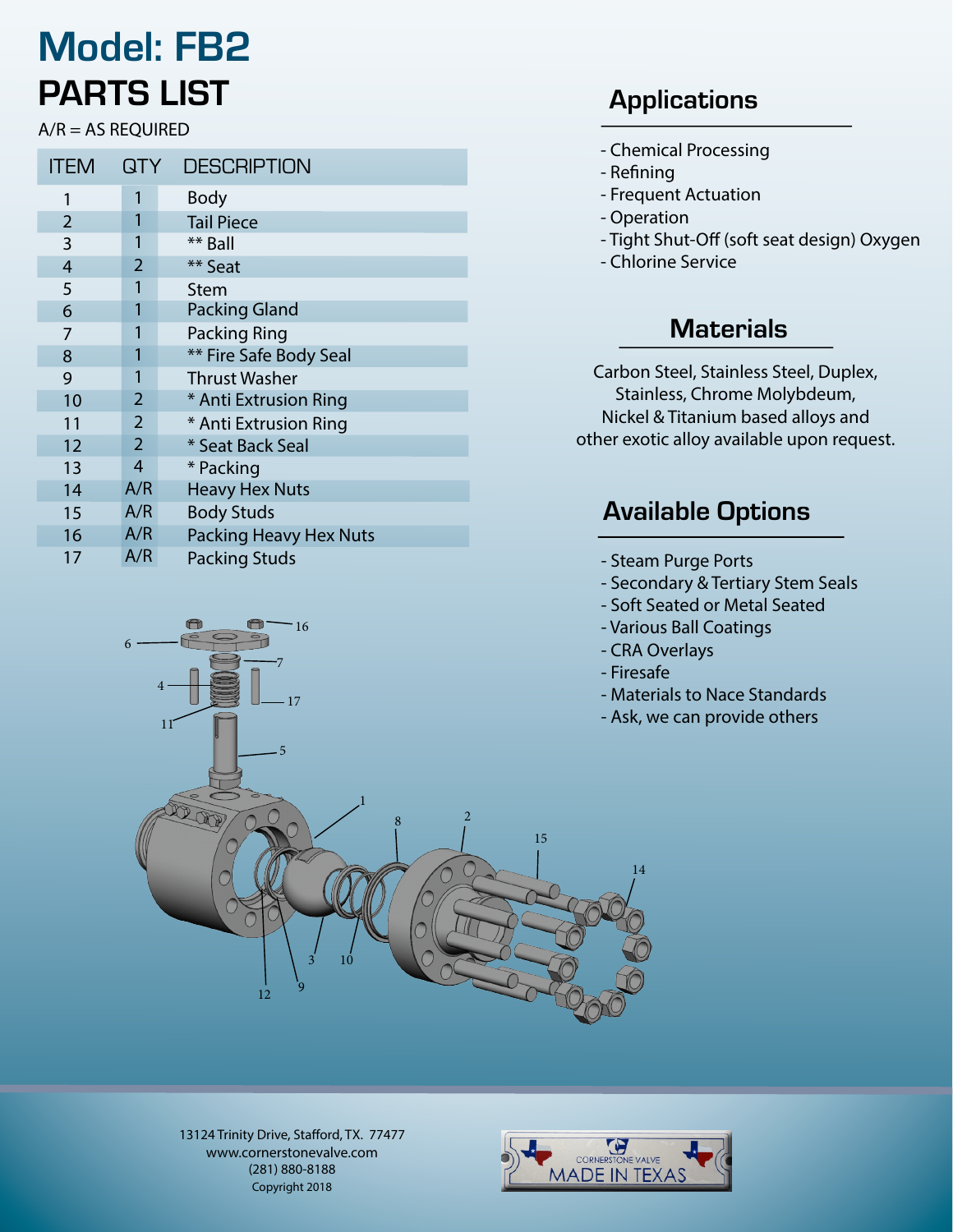# Model: FB2

## PARTS LIST

A/R = AS REQUIRED

| ITEM | QTY | DESCRIPTION |
|---|---|---|
| 1 | 1 | Body |
| 2 | 1 | Tail Piece |
| 3 | 1 | ** Ball |
| 4 | 2 | ** Seat |
| 5 | 1 | Stem |
| 6 | 1 | Packing Gland |
| 7 | 1 | Packing Ring |
| 8 | 1 | ** Fire Safe Body Seal |
| 9 | 1 | Thrust Washer |
| 10 | 2 | * Anti Extrusion Ring |
| 11 | 2 | * Anti Extrusion Ring |
| 12 | 2 | * Seat Back Seal |
| 13 | 4 | * Packing |
| 14 | A/R | Heavy Hex Nuts |
| 15 | A/R | Body Studs |
| 16 | A/R | Packing Heavy Hex Nuts |
| 17 | A/R | Packing Studs |

6
16
7
4
17
11
5
1
8
2
15
14
3
10
12
9

## Applications

- Chemical Processing
- Refining
- Frequent Actuation
- Operation
- Tight Shut-Off (soft seat design) Oxygen
- Chlorine Service

## Materials

Carbon Steel, Stainless Steel, Duplex, Stainless, Chrome Molybdenum, Nickel & Titanium based alloys and other exotic alloy available upon request.

## Available Options

- Steam Purge Ports
- Secondary & Tertiary Stem Seals
- Soft Seated or Metal Seated
- Various Ball Coatings
- CRA Overlays
- Firesafe
- Materials to Nace Standards
- Ask, we can provide others

13124 Trinity Drive, Stafford, TX. 77477
www.cornerstonevalve.com
(281) 880-8188
Copyright 2018

CORNERSTONE VALVE
MADE IN TEXAS